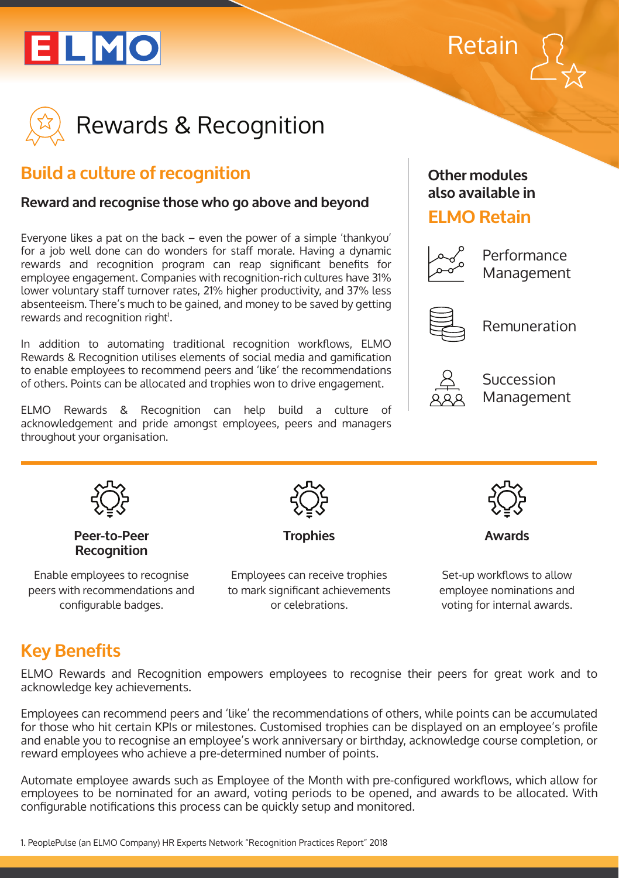ELMO

Retain

# Rewards & Recognition

## Build a culture of recognition

### Reward and recognise those who go above and beyond

Everyone likes a pat on the back – even the power of a simple 'thankyou' for a job well done can do wonders for staff morale. Having a dynamic rewards and recognition program can reap significant benefits for employee engagement. Companies with recognition-rich cultures have 31% lower voluntary staff turnover rates, 21% higher productivity, and 37% less absenteeism. There's much to be gained, and money to be saved by getting rewards and recognition right[1].

In addition to automating traditional recognition workflows, ELMO Rewards & Recognition utilises elements of social media and gamification to enable employees to recommend peers and 'like' the recommendations of others. Points can be allocated and trophies won to drive engagement.

ELMO Rewards & Recognition can help build a culture of acknowledgement and pride amongst employees, peers and managers throughout your organisation.

**Other modules also available in**

**ELMO Retain**

- Performance Management
- Remuneration
- Succession Management

**Peer-to-Peer Recognition**

Enable employees to recognise peers with recommendations and configurable badges.

**Trophies**

Employees can receive trophies to mark significant achievements or celebrations.

**Awards**

Set-up workflows to allow employee nominations and voting for internal awards.

## Key Benefits

ELMO Rewards and Recognition empowers employees to recognise their peers for great work and to acknowledge key achievements.

Employees can recommend peers and 'like' the recommendations of others, while points can be accumulated for those who hit certain KPIs or milestones. Customised trophies can be displayed on an employee's profile and enable you to recognise an employee's work anniversary or birthday, acknowledge course completion, or reward employees who achieve a pre-determined number of points.

Automate employee awards such as Employee of the Month with pre-configured workflows, which allow for employees to be nominated for an award, voting periods to be opened, and awards to be allocated. With configurable notifications this process can be quickly setup and monitored.

1. PeoplePulse (an ELMO Company) HR Experts Network "Recognition Practices Report" 2018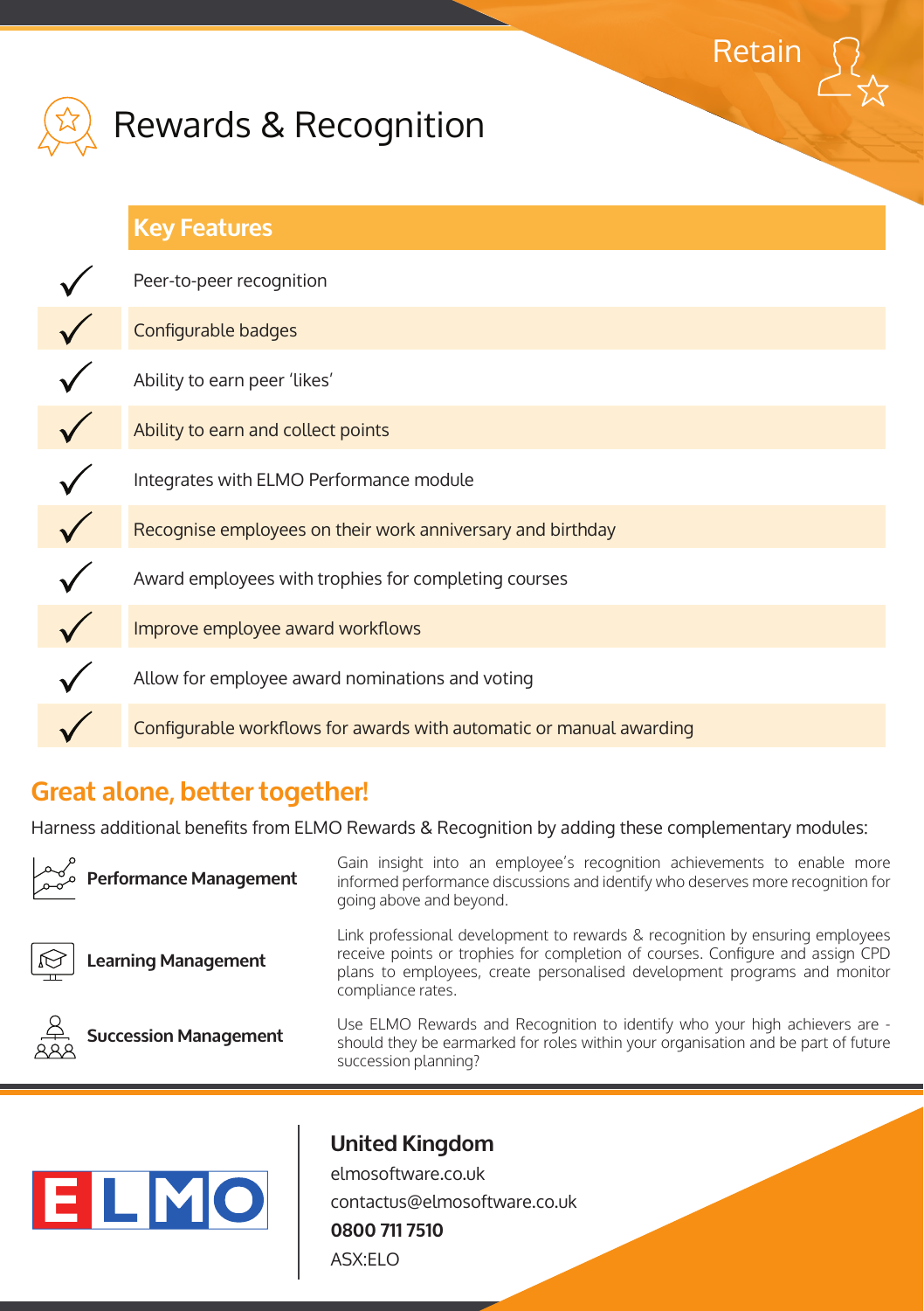Retain

# Rewards & Recognition

## Key Features

- ✓ Peer-to-peer recognition
- ✓ Configurable badges
- ✓ Ability to earn peer 'likes'
- ✓ Ability to earn and collect points
- ✓ Integrates with ELMO Performance module
- ✓ Recognise employees on their work anniversary and birthday
- ✓ Award employees with trophies for completing courses
- ✓ Improve employee award workflows
- ✓ Allow for employee award nominations and voting
- ✓ Configurable workflows for awards with automatic or manual awarding

## Great alone, better together!

Harness additional benefits from ELMO Rewards & Recognition by adding these complementary modules:

| | |
|---|---|
| **Performance Management** | Gain insight into an employee's recognition achievements to enable more informed performance discussions and identify who deserves more recognition for going above and beyond. |
| **Learning Management** | Link professional development to rewards & recognition by ensuring employees receive points or trophies for completion of courses. Configure and assign CPD plans to employees, create personalised development programs and monitor compliance rates. |
| **Succession Management** | Use ELMO Rewards and Recognition to identify who your high achievers are - should they be earmarked for roles within your organisation and be part of future succession planning? |

ELMO

**United Kingdom**
elmosoftware.co.uk
contactus@elmosoftware.co.uk
**0800 711 7510**
ASX:ELO